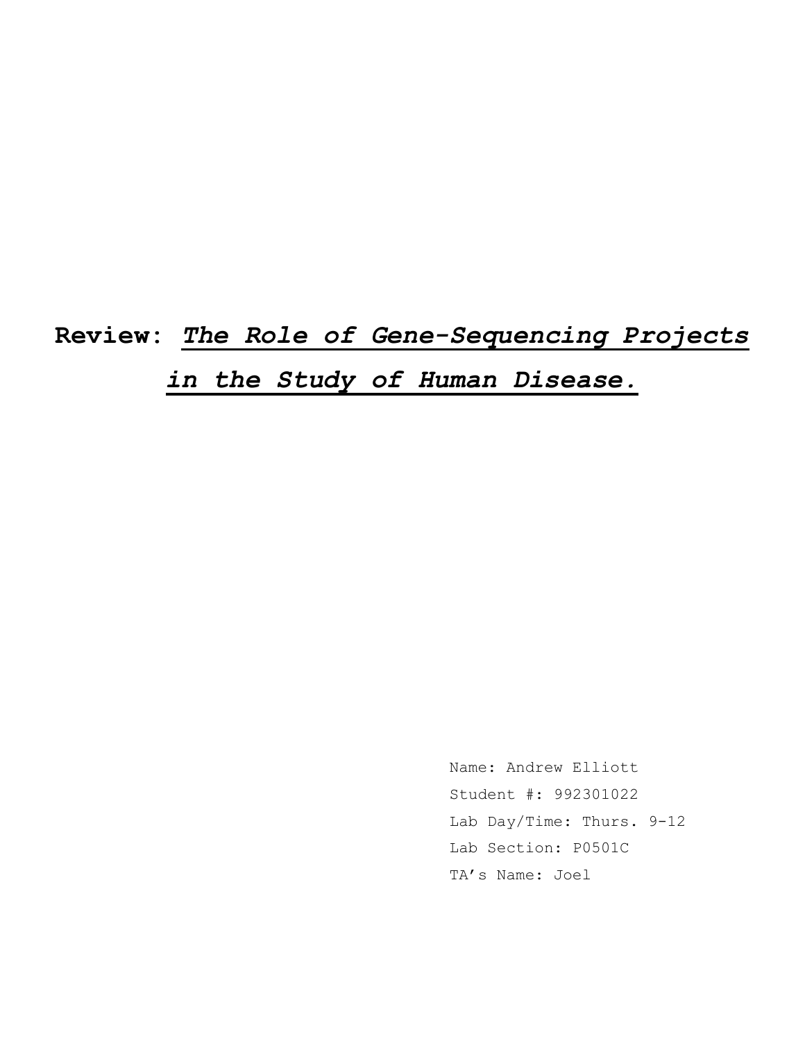# **Review:** ***The Role of Gene-Sequencing Projects in the Study of Human Disease.***

Name: Andrew Elliott

Student #: 992301022

Lab Day/Time: Thurs. 9-12

Lab Section: P0501C

TA's Name: Joel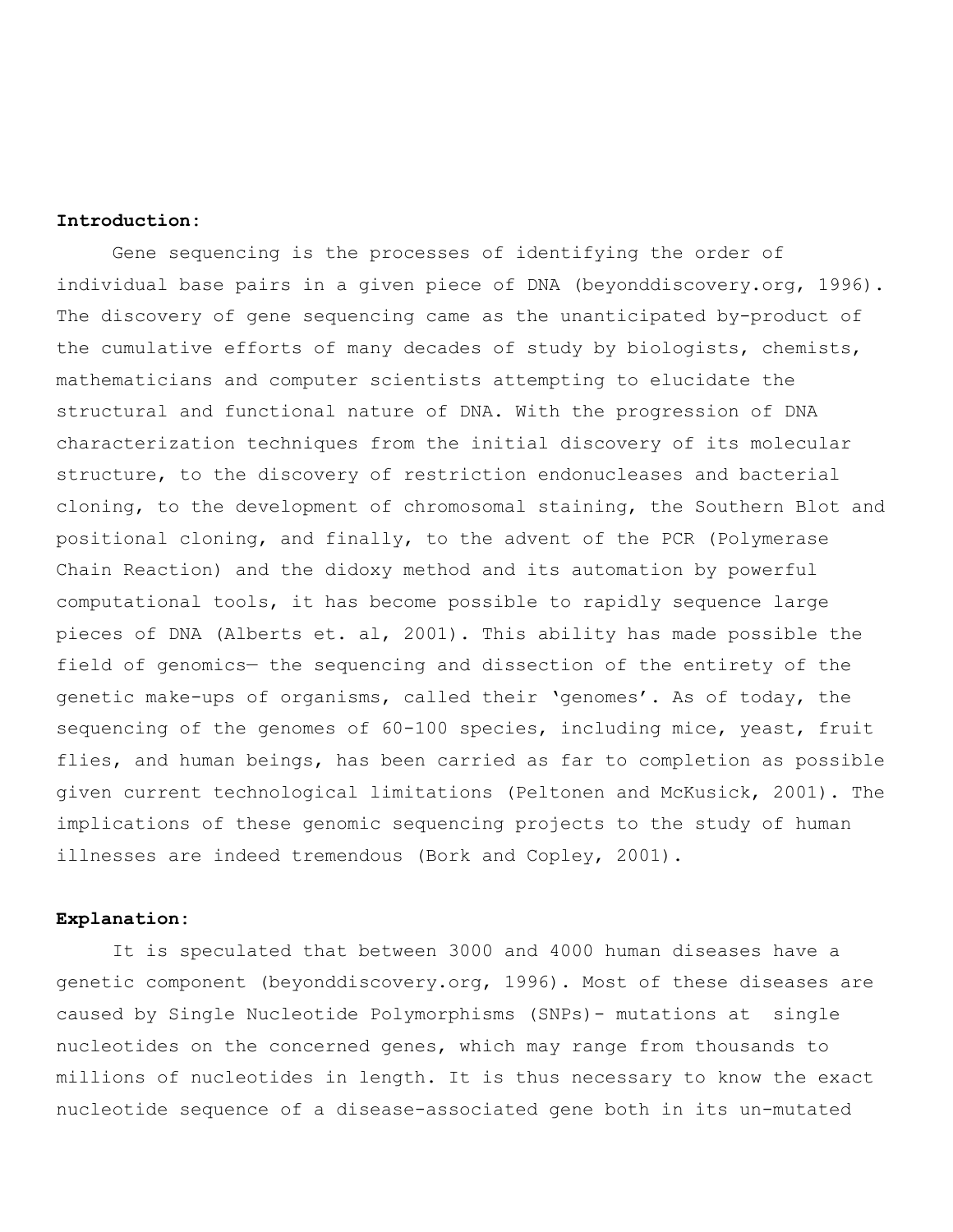**Introduction:**

Gene sequencing is the processes of identifying the order of individual base pairs in a given piece of DNA (beyonddiscovery.org, 1996). The discovery of gene sequencing came as the unanticipated by-product of the cumulative efforts of many decades of study by biologists, chemists, mathematicians and computer scientists attempting to elucidate the structural and functional nature of DNA. With the progression of DNA characterization techniques from the initial discovery of its molecular structure, to the discovery of restriction endonucleases and bacterial cloning, to the development of chromosomal staining, the Southern Blot and positional cloning, and finally, to the advent of the PCR (Polymerase Chain Reaction) and the didoxy method and its automation by powerful computational tools, it has become possible to rapidly sequence large pieces of DNA (Alberts et. al, 2001). This ability has made possible the field of genomics— the sequencing and dissection of the entirety of the genetic make-ups of organisms, called their 'genomes'. As of today, the sequencing of the genomes of 60-100 species, including mice, yeast, fruit flies, and human beings, has been carried as far to completion as possible given current technological limitations (Peltonen and McKusick, 2001). The implications of these genomic sequencing projects to the study of human illnesses are indeed tremendous (Bork and Copley, 2001).

**Explanation:**

It is speculated that between 3000 and 4000 human diseases have a genetic component (beyonddiscovery.org, 1996). Most of these diseases are caused by Single Nucleotide Polymorphisms (SNPs)- mutations at single nucleotides on the concerned genes, which may range from thousands to millions of nucleotides in length. It is thus necessary to know the exact nucleotide sequence of a disease-associated gene both in its un-mutated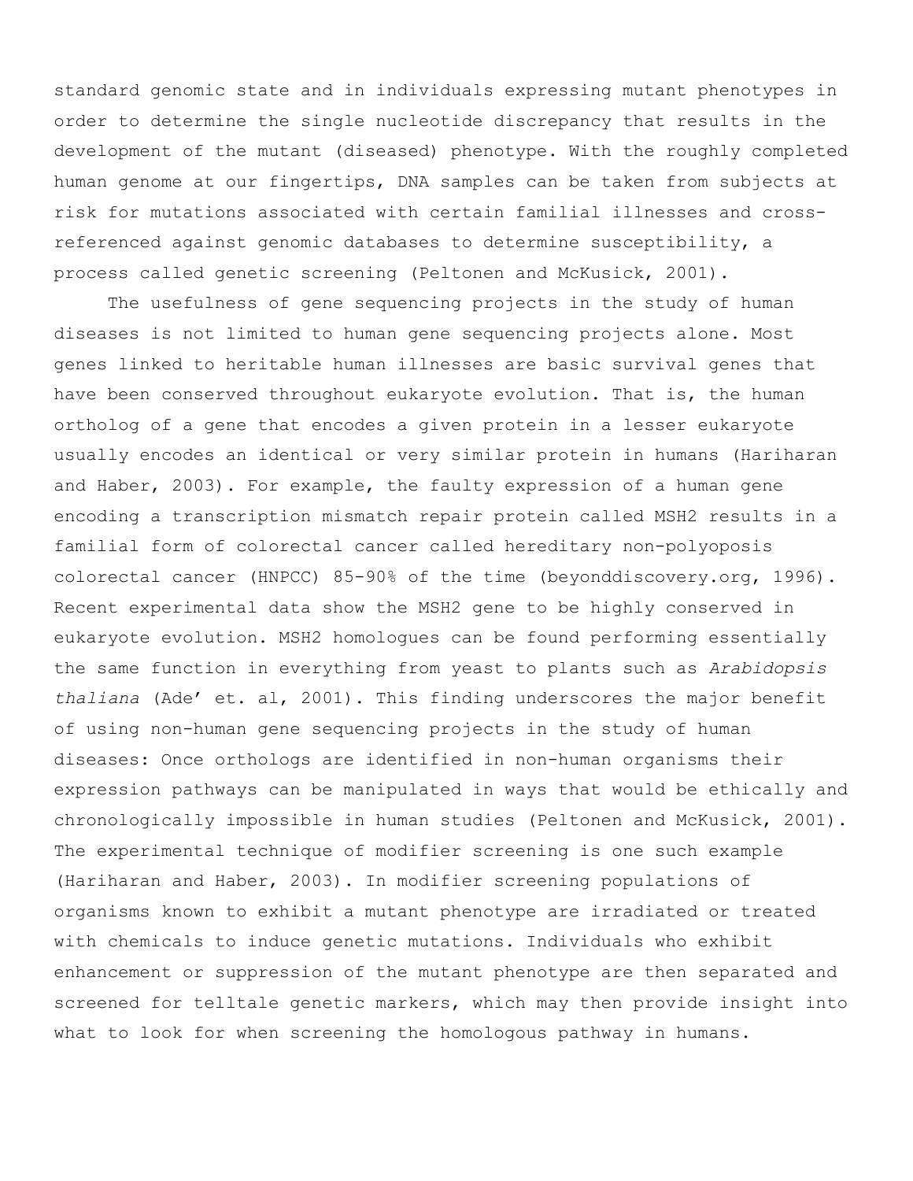standard genomic state and in individuals expressing mutant phenotypes in order to determine the single nucleotide discrepancy that results in the development of the mutant (diseased) phenotype. With the roughly completed human genome at our fingertips, DNA samples can be taken from subjects at risk for mutations associated with certain familial illnesses and cross-referenced against genomic databases to determine susceptibility, a process called genetic screening (Peltonen and McKusick, 2001).

The usefulness of gene sequencing projects in the study of human diseases is not limited to human gene sequencing projects alone. Most genes linked to heritable human illnesses are basic survival genes that have been conserved throughout eukaryote evolution. That is, the human ortholog of a gene that encodes a given protein in a lesser eukaryote usually encodes an identical or very similar protein in humans (Hariharan and Haber, 2003). For example, the faulty expression of a human gene encoding a transcription mismatch repair protein called MSH2 results in a familial form of colorectal cancer called hereditary non-polyoposis colorectal cancer (HNPCC) 85-90% of the time (beyonddiscovery.org, 1996). Recent experimental data show the MSH2 gene to be highly conserved in eukaryote evolution. MSH2 homologues can be found performing essentially the same function in everything from yeast to plants such as *Arabidopsis thaliana* (Ade' et. al, 2001). This finding underscores the major benefit of using non-human gene sequencing projects in the study of human diseases: Once orthologs are identified in non-human organisms their expression pathways can be manipulated in ways that would be ethically and chronologically impossible in human studies (Peltonen and McKusick, 2001). The experimental technique of modifier screening is one such example (Hariharan and Haber, 2003). In modifier screening populations of organisms known to exhibit a mutant phenotype are irradiated or treated with chemicals to induce genetic mutations. Individuals who exhibit enhancement or suppression of the mutant phenotype are then separated and screened for telltale genetic markers, which may then provide insight into what to look for when screening the homologous pathway in humans.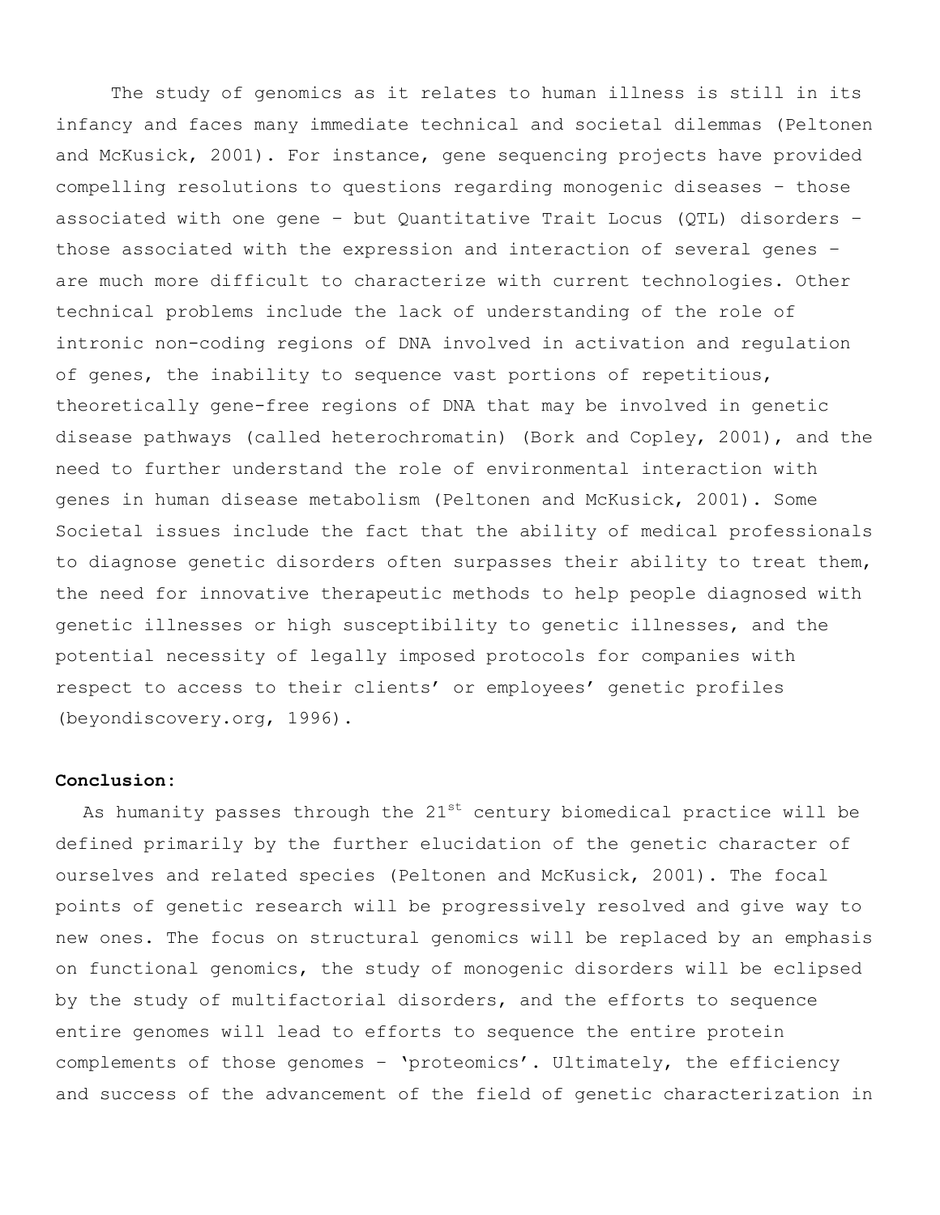The study of genomics as it relates to human illness is still in its infancy and faces many immediate technical and societal dilemmas (Peltonen and McKusick, 2001). For instance, gene sequencing projects have provided compelling resolutions to questions regarding monogenic diseases – those associated with one gene – but Quantitative Trait Locus (QTL) disorders – those associated with the expression and interaction of several genes – are much more difficult to characterize with current technologies. Other technical problems include the lack of understanding of the role of intronic non-coding regions of DNA involved in activation and regulation of genes, the inability to sequence vast portions of repetitious, theoretically gene-free regions of DNA that may be involved in genetic disease pathways (called heterochromatin) (Bork and Copley, 2001), and the need to further understand the role of environmental interaction with genes in human disease metabolism (Peltonen and McKusick, 2001). Some Societal issues include the fact that the ability of medical professionals to diagnose genetic disorders often surpasses their ability to treat them, the need for innovative therapeutic methods to help people diagnosed with genetic illnesses or high susceptibility to genetic illnesses, and the potential necessity of legally imposed protocols for companies with respect to access to their clients' or employees' genetic profiles (beyondiscovery.org, 1996).

**Conclusion:**

As humanity passes through the 21st century biomedical practice will be defined primarily by the further elucidation of the genetic character of ourselves and related species (Peltonen and McKusick, 2001). The focal points of genetic research will be progressively resolved and give way to new ones. The focus on structural genomics will be replaced by an emphasis on functional genomics, the study of monogenic disorders will be eclipsed by the study of multifactorial disorders, and the efforts to sequence entire genomes will lead to efforts to sequence the entire protein complements of those genomes – 'proteomics'. Ultimately, the efficiency and success of the advancement of the field of genetic characterization in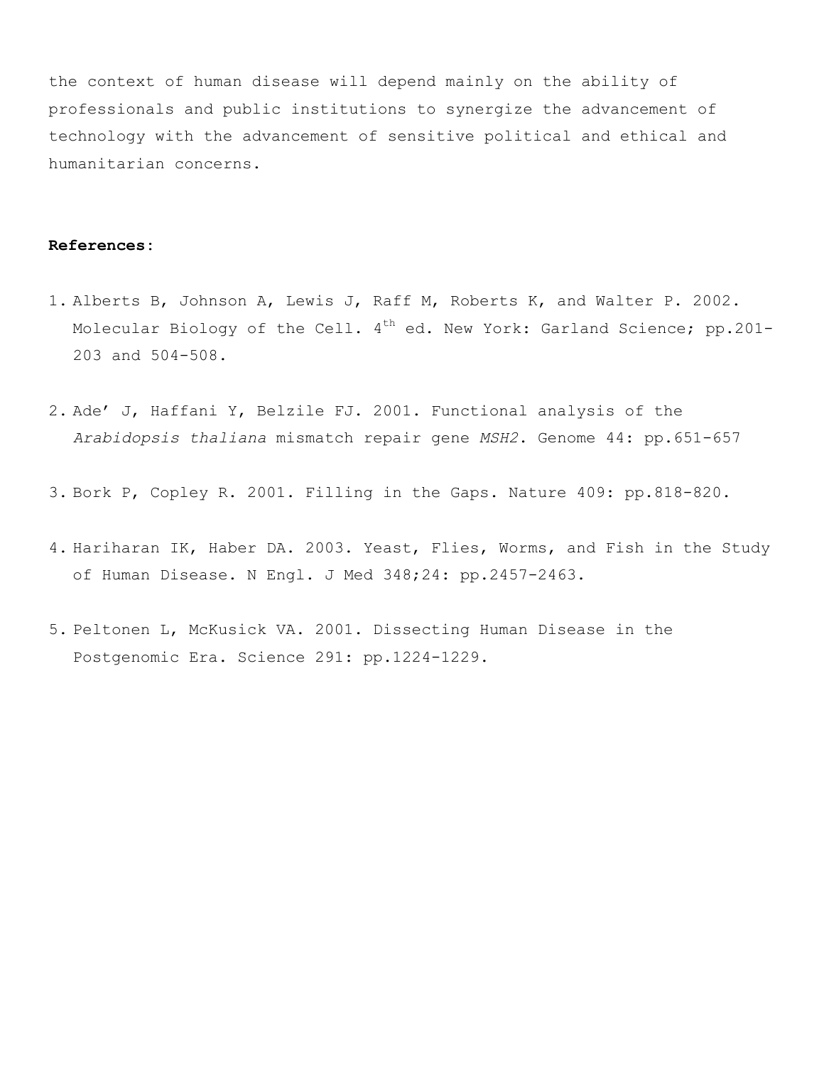the context of human disease will depend mainly on the ability of professionals and public institutions to synergize the advancement of technology with the advancement of sensitive political and ethical and humanitarian concerns.

**References:**

1. Alberts B, Johnson A, Lewis J, Raff M, Roberts K, and Walter P. 2002. Molecular Biology of the Cell. 4th ed. New York: Garland Science; pp.201-203 and 504-508.

2. Ade' J, Haffani Y, Belzile FJ. 2001. Functional analysis of the *Arabidopsis thaliana* mismatch repair gene *MSH2*. Genome 44: pp.651-657

3. Bork P, Copley R. 2001. Filling in the Gaps. Nature 409: pp.818-820.

4. Hariharan IK, Haber DA. 2003. Yeast, Flies, Worms, and Fish in the Study of Human Disease. N Engl. J Med 348;24: pp.2457-2463.

5. Peltonen L, McKusick VA. 2001. Dissecting Human Disease in the Postgenomic Era. Science 291: pp.1224-1229.